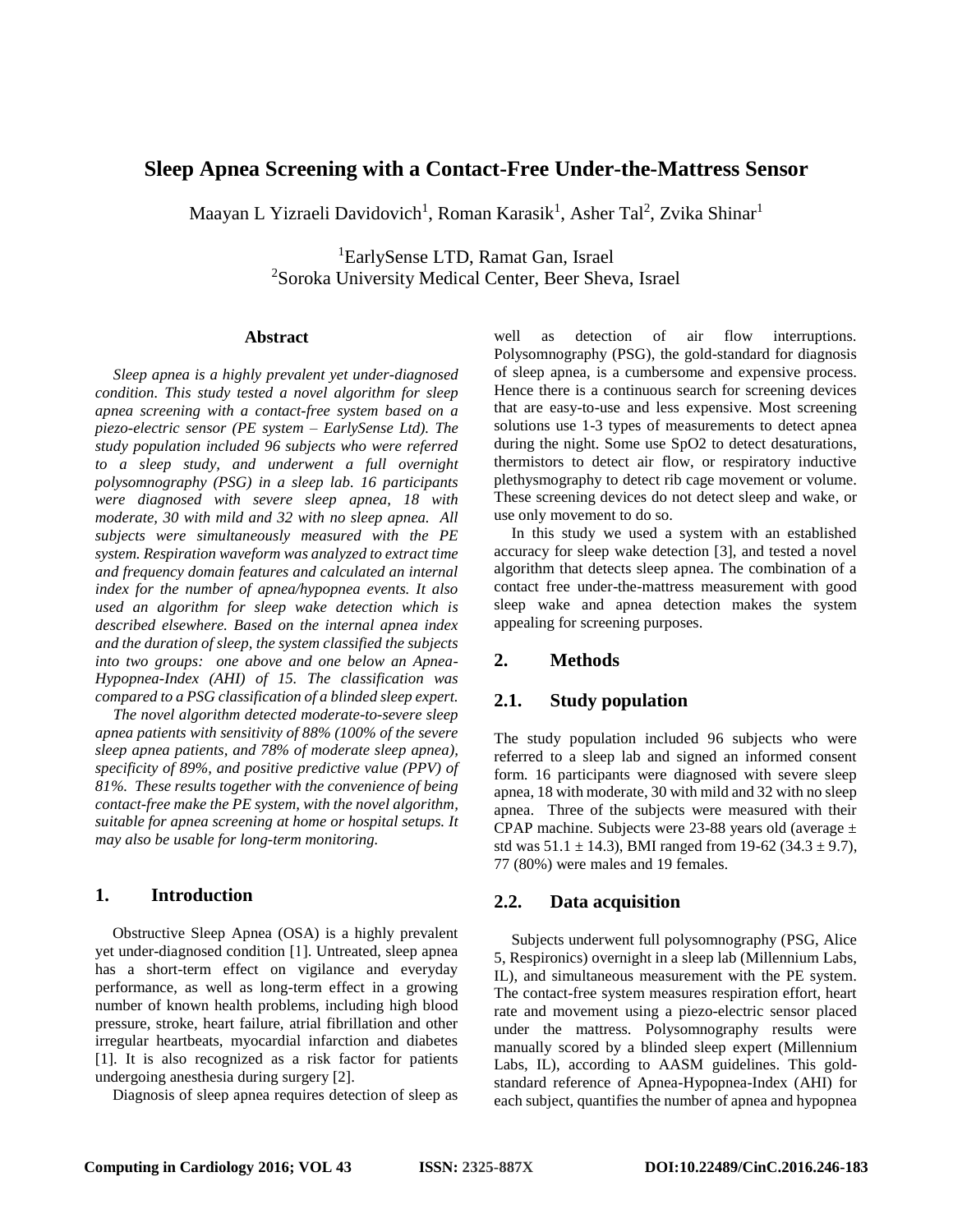# Sleep Apnea Screening with a Contact-Free Under-the-Mattress Sensor

Maayan L Yizraeli Davidovich[1], Roman Karasik[1], Asher Tal[2], Zvika Shinar[1]

[1]EarlySense LTD, Ramat Gan, Israel
[2]Soroka University Medical Center, Beer Sheva, Israel

## Abstract

*Sleep apnea is a highly prevalent yet under-diagnosed condition. This study tested a novel algorithm for sleep apnea screening with a contact-free system based on a piezo-electric sensor (PE system – EarlySense Ltd). The study population included 96 subjects who were referred to a sleep study, and underwent a full overnight polysomnography (PSG) in a sleep lab. 16 participants were diagnosed with severe sleep apnea, 18 with moderate, 30 with mild and 32 with no sleep apnea. All subjects were simultaneously measured with the PE system. Respiration waveform was analyzed to extract time and frequency domain features and calculated an internal index for the number of apnea/hypopnea events. It also used an algorithm for sleep wake detection which is described elsewhere. Based on the internal apnea index and the duration of sleep, the system classified the subjects into two groups: one above and one below an Apnea-Hypopnea-Index (AHI) of 15. The classification was compared to a PSG classification of a blinded sleep expert.*

*The novel algorithm detected moderate-to-severe sleep apnea patients with sensitivity of 88% (100% of the severe sleep apnea patients, and 78% of moderate sleep apnea), specificity of 89%, and positive predictive value (PPV) of 81%. These results together with the convenience of being contact-free make the PE system, with the novel algorithm, suitable for apnea screening at home or hospital setups. It may also be usable for long-term monitoring.*

## 1. Introduction

Obstructive Sleep Apnea (OSA) is a highly prevalent yet under-diagnosed condition [1]. Untreated, sleep apnea has a short-term effect on vigilance and everyday performance, as well as long-term effect in a growing number of known health problems, including high blood pressure, stroke, heart failure, atrial fibrillation and other irregular heartbeats, myocardial infarction and diabetes [1]. It is also recognized as a risk factor for patients undergoing anesthesia during surgery [2].

Diagnosis of sleep apnea requires detection of sleep as well as detection of air flow interruptions. Polysomnography (PSG), the gold-standard for diagnosis of sleep apnea, is a cumbersome and expensive process. Hence there is a continuous search for screening devices that are easy-to-use and less expensive. Most screening solutions use 1-3 types of measurements to detect apnea during the night. Some use SpO2 to detect desaturations, thermistors to detect air flow, or respiratory inductive plethysmography to detect rib cage movement or volume. These screening devices do not detect sleep and wake, or use only movement to do so.

In this study we used a system with an established accuracy for sleep wake detection [3], and tested a novel algorithm that detects sleep apnea. The combination of a contact free under-the-mattress measurement with good sleep wake and apnea detection makes the system appealing for screening purposes.

## 2. Methods

## 2.1. Study population

The study population included 96 subjects who were referred to a sleep lab and signed an informed consent form. 16 participants were diagnosed with severe sleep apnea, 18 with moderate, 30 with mild and 32 with no sleep apnea. Three of the subjects were measured with their CPAP machine. Subjects were 23-88 years old (average ± std was 51.1 ± 14.3), BMI ranged from 19-62 (34.3 ± 9.7), 77 (80%) were males and 19 females.

## 2.2. Data acquisition

Subjects underwent full polysomnography (PSG, Alice 5, Respironics) overnight in a sleep lab (Millennium Labs, IL), and simultaneous measurement with the PE system. The contact-free system measures respiration effort, heart rate and movement using a piezo-electric sensor placed under the mattress. Polysomnography results were manually scored by a blinded sleep expert (Millennium Labs, IL), according to AASM guidelines. This gold-standard reference of Apnea-Hypopnea-Index (AHI) for each subject, quantifies the number of apnea and hypopnea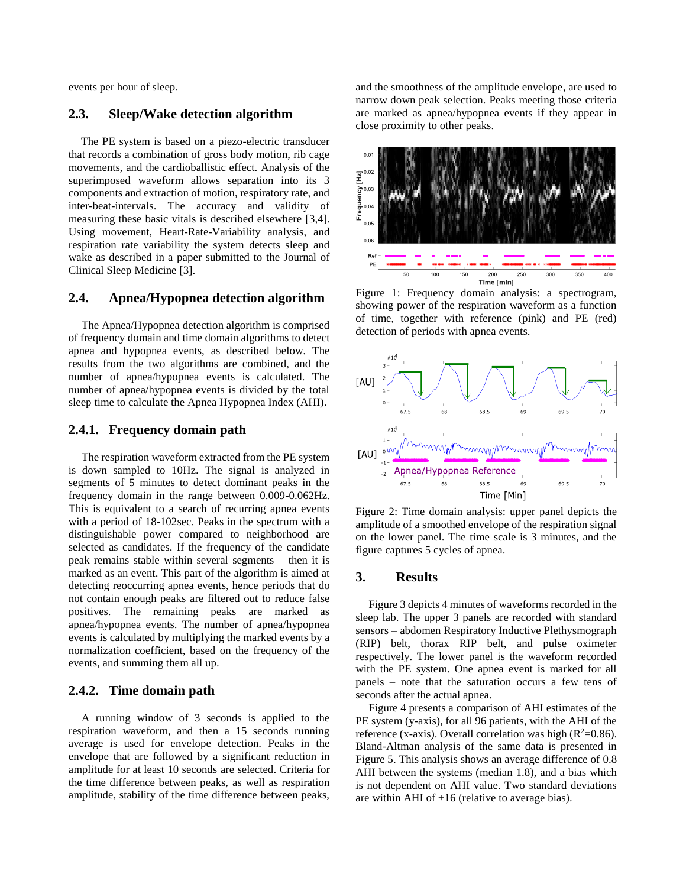events per hour of sleep.

## 2.3. Sleep/Wake detection algorithm

The PE system is based on a piezo-electric transducer that records a combination of gross body motion, rib cage movements, and the cardioballistic effect. Analysis of the superimposed waveform allows separation into its 3 components and extraction of motion, respiratory rate, and inter-beat-intervals. The accuracy and validity of measuring these basic vitals is described elsewhere [3,4]. Using movement, Heart-Rate-Variability analysis, and respiration rate variability the system detects sleep and wake as described in a paper submitted to the Journal of Clinical Sleep Medicine [3].

## 2.4. Apnea/Hypopnea detection algorithm

The Apnea/Hypopnea detection algorithm is comprised of frequency domain and time domain algorithms to detect apnea and hypopnea events, as described below. The results from the two algorithms are combined, and the number of apnea/hypopnea events is calculated. The number of apnea/hypopnea events is divided by the total sleep time to calculate the Apnea Hypopnea Index (AHI).

### 2.4.1. Frequency domain path

The respiration waveform extracted from the PE system is down sampled to 10Hz. The signal is analyzed in segments of 5 minutes to detect dominant peaks in the frequency domain in the range between 0.009-0.062Hz. This is equivalent to a search of recurring apnea events with a period of 18-102sec. Peaks in the spectrum with a distinguishable power compared to neighborhood are selected as candidates. If the frequency of the candidate peak remains stable within several segments – then it is marked as an event. This part of the algorithm is aimed at detecting reoccurring apnea events, hence periods that do not contain enough peaks are filtered out to reduce false positives. The remaining peaks are marked as apnea/hypopnea events. The number of apnea/hypopnea events is calculated by multiplying the marked events by a normalization coefficient, based on the frequency of the events, and summing them all up.

### 2.4.2. Time domain path

A running window of 3 seconds is applied to the respiration waveform, and then a 15 seconds running average is used for envelope detection. Peaks in the envelope that are followed by a significant reduction in amplitude for at least 10 seconds are selected. Criteria for the time difference between peaks, as well as respiration amplitude, stability of the time difference between peaks, and the smoothness of the amplitude envelope, are used to narrow down peak selection. Peaks meeting those criteria are marked as apnea/hypopnea events if they appear in close proximity to other peaks.

Figure 1: Frequency domain analysis: a spectrogram, showing power of the respiration waveform as a function of time, together with reference (pink) and PE (red) detection of periods with apnea events.

Figure 2: Time domain analysis: upper panel depicts the amplitude of a smoothed envelope of the respiration signal on the lower panel. The time scale is 3 minutes, and the figure captures 5 cycles of apnea.

## 3. Results

Figure 3 depicts 4 minutes of waveforms recorded in the sleep lab. The upper 3 panels are recorded with standard sensors – abdomen Respiratory Inductive Plethysmograph (RIP) belt, thorax RIP belt, and pulse oximeter respectively. The lower panel is the waveform recorded with the PE system. One apnea event is marked for all panels – note that the saturation occurs a few tens of seconds after the actual apnea.

Figure 4 presents a comparison of AHI estimates of the PE system (y-axis), for all 96 patients, with the AHI of the reference (x-axis). Overall correlation was high ($R^2$=0.86). Bland-Altman analysis of the same data is presented in Figure 5. This analysis shows an average difference of 0.8 AHI between the systems (median 1.8), and a bias which is not dependent on AHI value. Two standard deviations are within AHI of ±16 (relative to average bias).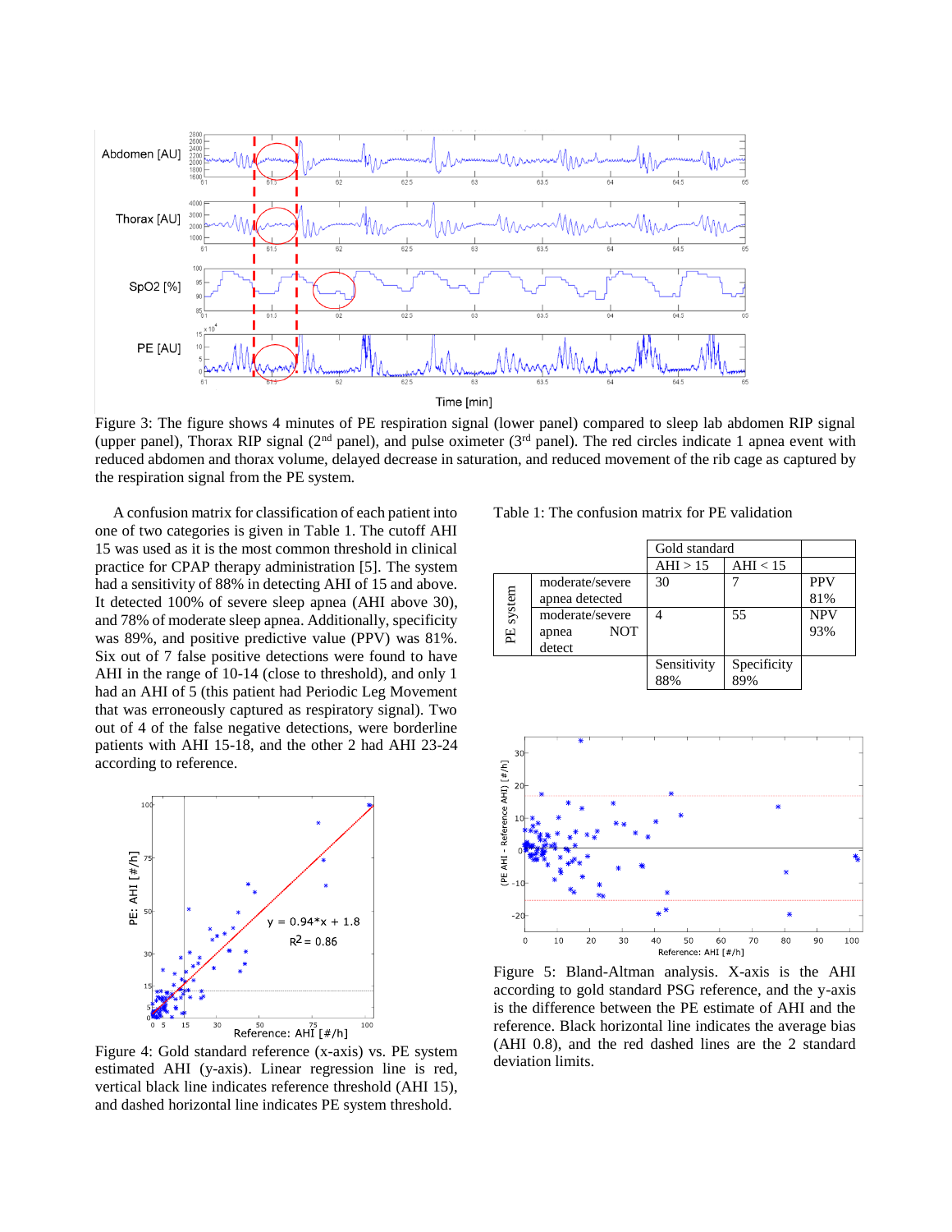Figure 3: The figure shows 4 minutes of PE respiration signal (lower panel) compared to sleep lab abdomen RIP signal (upper panel), Thorax RIP signal (2nd panel), and pulse oximeter (3rd panel). The red circles indicate 1 apnea event with reduced abdomen and thorax volume, delayed decrease in saturation, and reduced movement of the rib cage as captured by the respiration signal from the PE system.

A confusion matrix for classification of each patient into one of two categories is given in Table 1. The cutoff AHI 15 was used as it is the most common threshold in clinical practice for CPAP therapy administration [5]. The system had a sensitivity of 88% in detecting AHI of 15 and above. It detected 100% of severe sleep apnea (AHI above 30), and 78% of moderate sleep apnea. Additionally, specificity was 89%, and positive predictive value (PPV) was 81%. Six out of 7 false positive detections were found to have AHI in the range of 10-14 (close to threshold), and only 1 had an AHI of 5 (this patient had Periodic Leg Movement that was erroneously captured as respiratory signal). Two out of 4 of the false negative detections, were borderline patients with AHI 15-18, and the other 2 had AHI 23-24 according to reference.

Figure 4: Gold standard reference (x-axis) vs. PE system estimated AHI (y-axis). Linear regression line is red, vertical black line indicates reference threshold (AHI 15), and dashed horizontal line indicates PE system threshold.

Table 1: The confusion matrix for PE validation

| | | Gold standard | | |
|---|---|---|---|---|
| | | AHI > 15 | AHI < 15 | |
| PE system | moderate/severe apnea detected | 30 | 7 | PPV 81% |
| | moderate/severe apnea NOT detect | 4 | 55 | NPV 93% |
| | | Sensitivity 88% | Specificity 89% | |

Figure 5: Bland-Altman analysis. X-axis is the AHI according to gold standard PSG reference, and the y-axis is the difference between the PE estimate of AHI and the reference. Black horizontal line indicates the average bias (AHI 0.8), and the red dashed lines are the 2 standard deviation limits.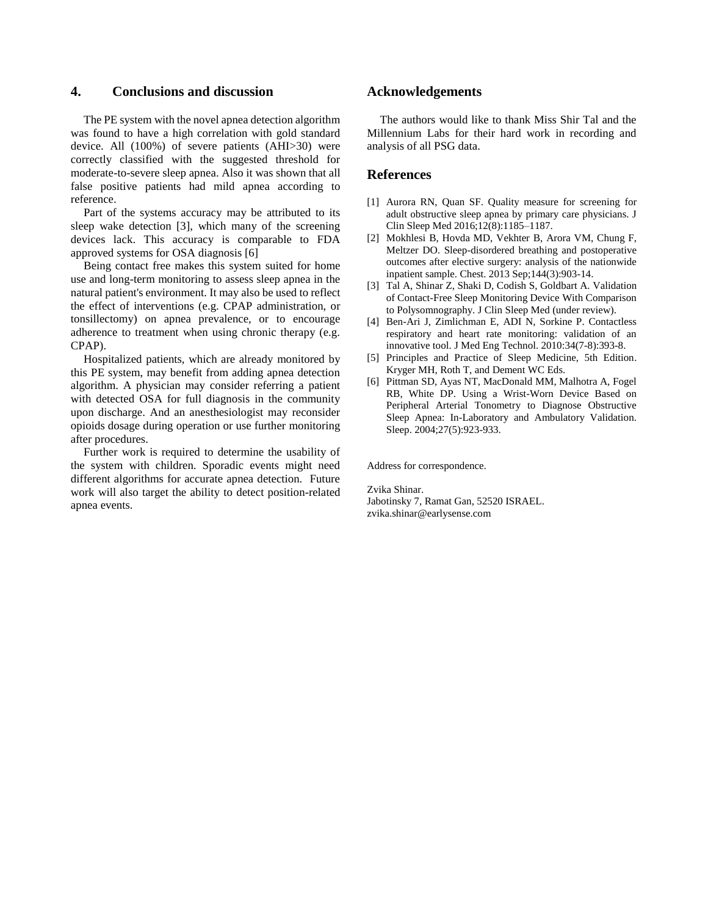## 4. Conclusions and discussion

The PE system with the novel apnea detection algorithm was found to have a high correlation with gold standard device. All (100%) of severe patients (AHI>30) were correctly classified with the suggested threshold for moderate-to-severe sleep apnea. Also it was shown that all false positive patients had mild apnea according to reference.

Part of the systems accuracy may be attributed to its sleep wake detection [3], which many of the screening devices lack. This accuracy is comparable to FDA approved systems for OSA diagnosis [6]

Being contact free makes this system suited for home use and long-term monitoring to assess sleep apnea in the natural patient's environment. It may also be used to reflect the effect of interventions (e.g. CPAP administration, or tonsillectomy) on apnea prevalence, or to encourage adherence to treatment when using chronic therapy (e.g. CPAP).

Hospitalized patients, which are already monitored by this PE system, may benefit from adding apnea detection algorithm. A physician may consider referring a patient with detected OSA for full diagnosis in the community upon discharge. And an anesthesiologist may reconsider opioids dosage during operation or use further monitoring after procedures.

Further work is required to determine the usability of the system with children. Sporadic events might need different algorithms for accurate apnea detection. Future work will also target the ability to detect position-related apnea events.

## Acknowledgements

The authors would like to thank Miss Shir Tal and the Millennium Labs for their hard work in recording and analysis of all PSG data.

## References

[1] Aurora RN, Quan SF. Quality measure for screening for adult obstructive sleep apnea by primary care physicians. J Clin Sleep Med 2016;12(8):1185–1187.

[2] Mokhlesi B, Hovda MD, Vekhter B, Arora VM, Chung F, Meltzer DO. Sleep-disordered breathing and postoperative outcomes after elective surgery: analysis of the nationwide inpatient sample. Chest. 2013 Sep;144(3):903-14.

[3] Tal A, Shinar Z, Shaki D, Codish S, Goldbart A. Validation of Contact-Free Sleep Monitoring Device With Comparison to Polysomnography. J Clin Sleep Med (under review).

[4] Ben-Ari J, Zimlichman E, ADI N, Sorkine P. Contactless respiratory and heart rate monitoring: validation of an innovative tool. J Med Eng Technol. 2010:34(7-8):393-8.

[5] Principles and Practice of Sleep Medicine, 5th Edition. Kryger MH, Roth T, and Dement WC Eds.

[6] Pittman SD, Ayas NT, MacDonald MM, Malhotra A, Fogel RB, White DP. Using a Wrist-Worn Device Based on Peripheral Arterial Tonometry to Diagnose Obstructive Sleep Apnea: In-Laboratory and Ambulatory Validation. Sleep. 2004;27(5):923-933.

Address for correspondence.

Zvika Shinar.
Jabotinsky 7, Ramat Gan, 52520 ISRAEL.
zvika.shinar@earlysense.com